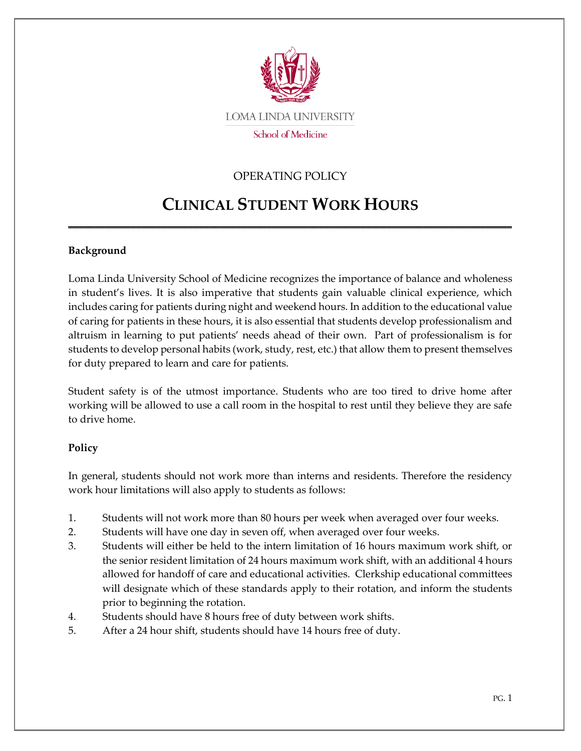LOMA LINDA UNIVERSITY

School of Medicine

OPERATING POLICY

# CLINICAL STUDENT WORK HOURS

**Background**

Loma Linda University School of Medicine recognizes the importance of balance and wholeness in student's lives. It is also imperative that students gain valuable clinical experience, which includes caring for patients during night and weekend hours. In addition to the educational value of caring for patients in these hours, it is also essential that students develop professionalism and altruism in learning to put patients' needs ahead of their own. Part of professionalism is for students to develop personal habits (work, study, rest, etc.) that allow them to present themselves for duty prepared to learn and care for patients.

Student safety is of the utmost importance. Students who are too tired to drive home after working will be allowed to use a call room in the hospital to rest until they believe they are safe to drive home.

**Policy**

In general, students should not work more than interns and residents. Therefore the residency work hour limitations will also apply to students as follows:

1. Students will not work more than 80 hours per week when averaged over four weeks.
2. Students will have one day in seven off, when averaged over four weeks.
3. Students will either be held to the intern limitation of 16 hours maximum work shift, or the senior resident limitation of 24 hours maximum work shift, with an additional 4 hours allowed for handoff of care and educational activities. Clerkship educational committees will designate which of these standards apply to their rotation, and inform the students prior to beginning the rotation.
4. Students should have 8 hours free of duty between work shifts.
5. After a 24 hour shift, students should have 14 hours free of duty.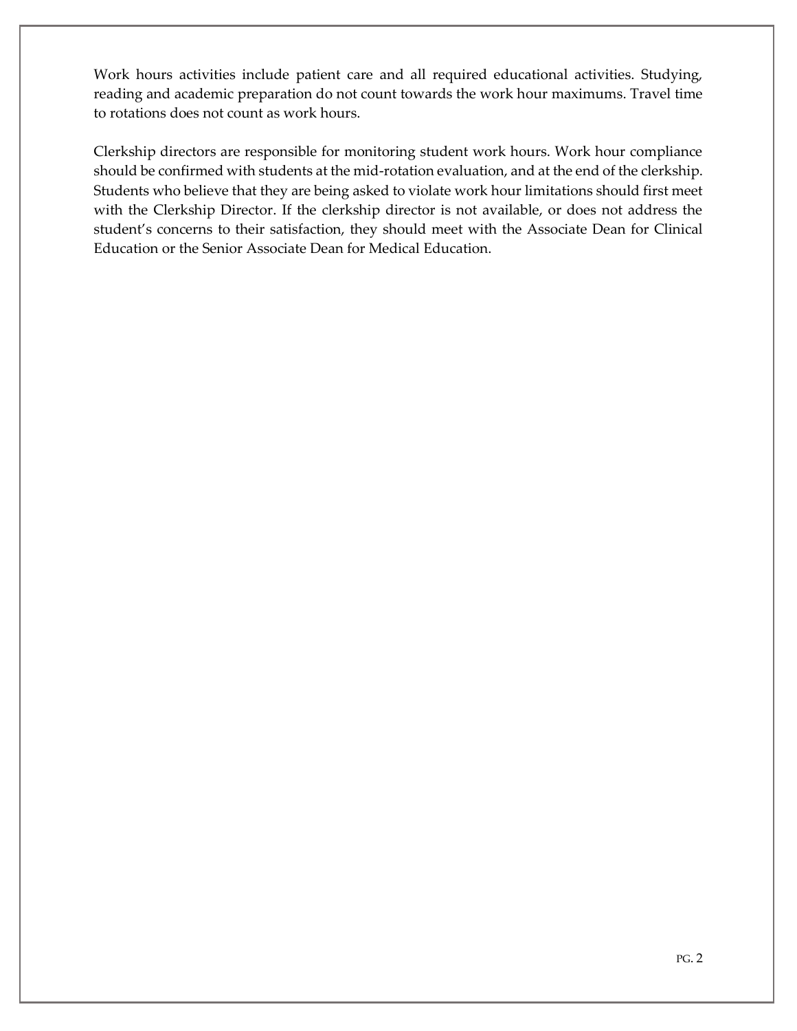Work hours activities include patient care and all required educational activities. Studying, reading and academic preparation do not count towards the work hour maximums. Travel time to rotations does not count as work hours.

Clerkship directors are responsible for monitoring student work hours. Work hour compliance should be confirmed with students at the mid-rotation evaluation, and at the end of the clerkship. Students who believe that they are being asked to violate work hour limitations should first meet with the Clerkship Director. If the clerkship director is not available, or does not address the student's concerns to their satisfaction, they should meet with the Associate Dean for Clinical Education or the Senior Associate Dean for Medical Education.